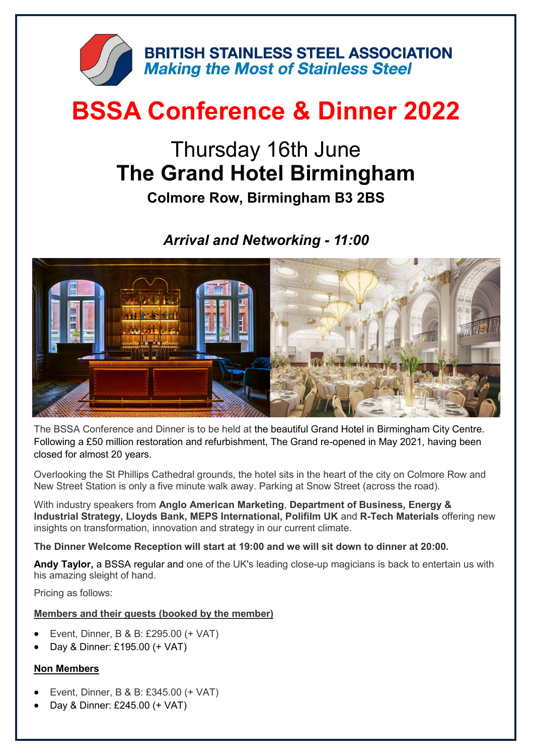**BRITISH STAINLESS STEEL ASSOCIATION**
*Making the Most of Stainless Steel*

# BSSA Conference & Dinner 2022

## Thursday 16th June
## The Grand Hotel Birmingham
### Colmore Row, Birmingham B3 2BS

### *Arrival and Networking - 11:00*

The BSSA Conference and Dinner is to be held at the beautiful Grand Hotel in Birmingham City Centre. Following a £50 million restoration and refurbishment, The Grand re-opened in May 2021, having been closed for almost 20 years.

Overlooking the St Phillips Cathedral grounds, the hotel sits in the heart of the city on Colmore Row and New Street Station is only a five minute walk away. Parking at Snow Street (across the road).

With industry speakers from **Anglo American Marketing**, **Department of Business, Energy & Industrial Strategy, Lloyds Bank, MEPS International, Polifilm UK** and **R-Tech Materials** offering new insights on transformation, innovation and strategy in our current climate.

**The Dinner Welcome Reception will start at 19:00 and we will sit down to dinner at 20:00.**

**Andy Taylor,** a BSSA regular and one of the UK's leading close-up magicians is back to entertain us with his amazing sleight of hand.

Pricing as follows:

**Members and their guests (booked by the member)**

- Event, Dinner, B & B: £295.00 (+ VAT)
- Day & Dinner: £195.00 (+ VAT)

**Non Members**

- Event, Dinner, B & B: £345.00 (+ VAT)
- Day & Dinner: £245.00 (+ VAT)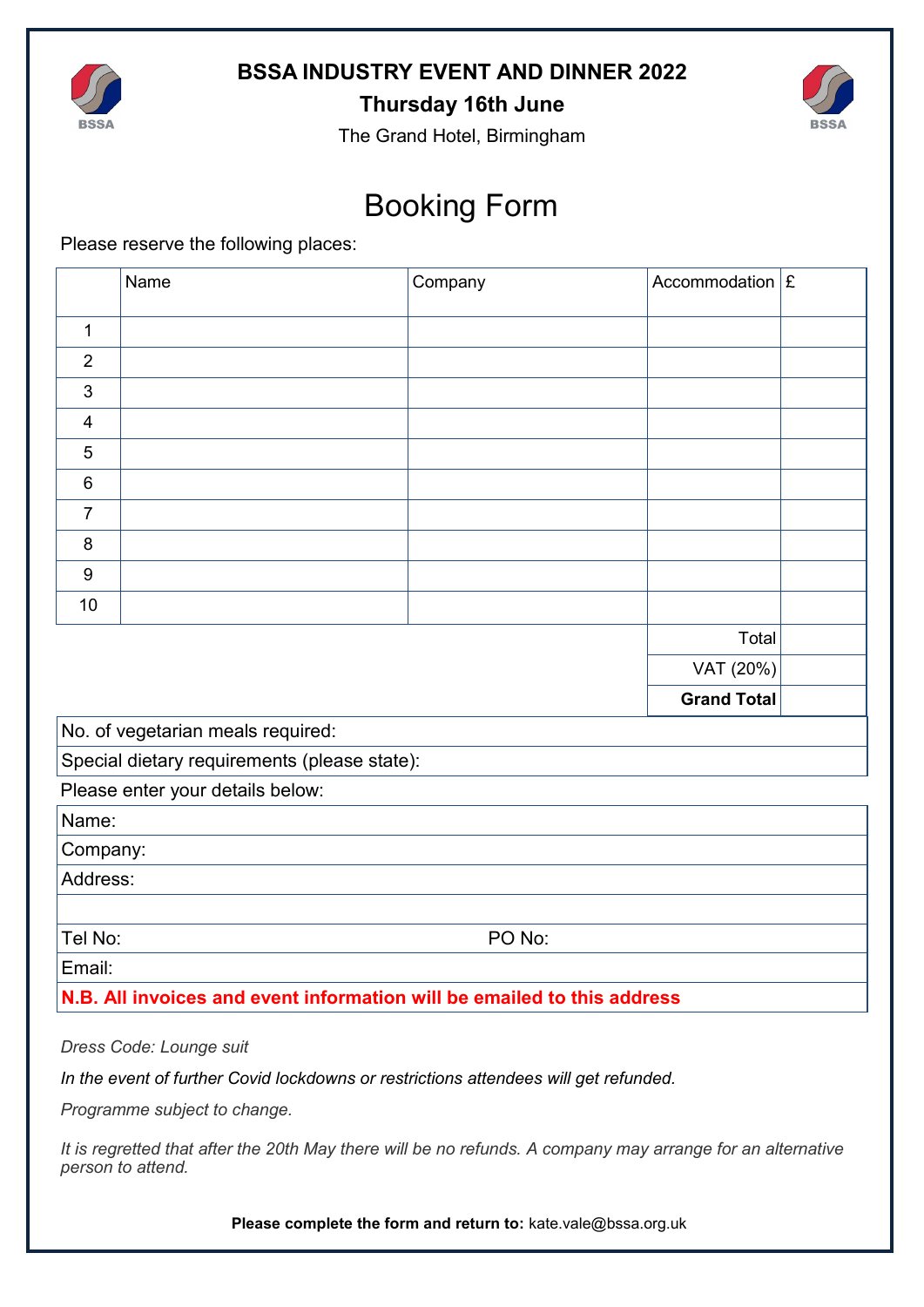# BSSA INDUSTRY EVENT AND DINNER 2022

**Thursday 16th June**

The Grand Hotel, Birmingham

## Booking Form

Please reserve the following places:

| | Name | Company | Accommodation | £ |
|---|---|---|---|---|
| 1 | | | | |
| 2 | | | | |
| 3 | | | | |
| 4 | | | | |
| 5 | | | | |
| 6 | | | | |
| 7 | | | | |
| 8 | | | | |
| 9 | | | | |
| 10 | | | | |
| | | | Total | |
| | | | VAT (20%) | |
| | | | **Grand Total** | |

No. of vegetarian meals required:

Special dietary requirements (please state):

Please enter your details below:

Name:

Company:

Address:

Tel No: PO No:

Email:

**N.B. All invoices and event information will be emailed to this address**

*Dress Code: Lounge suit*

*In the event of further Covid lockdowns or restrictions attendees will get refunded.*

*Programme subject to change.*

*It is regretted that after the 20th May there will be no refunds. A company may arrange for an alternative person to attend.*

**Please complete the form and return to:** kate.vale@bssa.org.uk